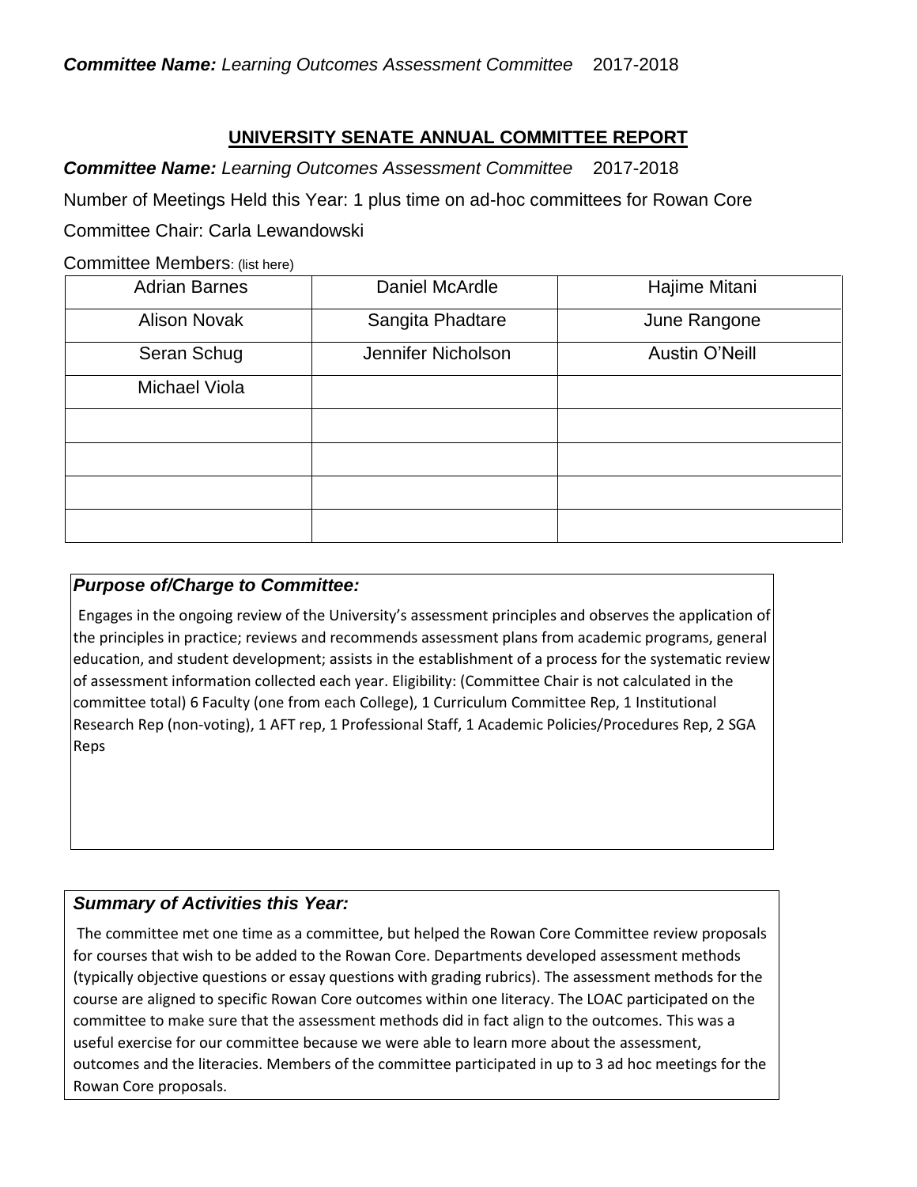***Committee Name:*** *Learning Outcomes Assessment Committee* 2017-2018

## UNIVERSITY SENATE ANNUAL COMMITTEE REPORT

***Committee Name:*** *Learning Outcomes Assessment Committee* 2017-2018

Number of Meetings Held this Year: 1 plus time on ad-hoc committees for Rowan Core

Committee Chair: Carla Lewandowski

Committee Members: (list here)

| | | |
|---|---|---|
| Adrian Barnes | Daniel McArdle | Hajime Mitani |
| Alison Novak | Sangita Phadtare | June Rangone |
| Seran Schug | Jennifer Nicholson | Austin O'Neill |
| Michael Viola | | |
| | | |
| | | |
| | | |
| | | |

### *Purpose of/Charge to Committee:*

Engages in the ongoing review of the University's assessment principles and observes the application of the principles in practice; reviews and recommends assessment plans from academic programs, general education, and student development; assists in the establishment of a process for the systematic review of assessment information collected each year. Eligibility: (Committee Chair is not calculated in the committee total) 6 Faculty (one from each College), 1 Curriculum Committee Rep, 1 Institutional Research Rep (non-voting), 1 AFT rep, 1 Professional Staff, 1 Academic Policies/Procedures Rep, 2 SGA Reps

### *Summary of Activities this Year:*

The committee met one time as a committee, but helped the Rowan Core Committee review proposals for courses that wish to be added to the Rowan Core. Departments developed assessment methods (typically objective questions or essay questions with grading rubrics). The assessment methods for the course are aligned to specific Rowan Core outcomes within one literacy. The LOAC participated on the committee to make sure that the assessment methods did in fact align to the outcomes. This was a useful exercise for our committee because we were able to learn more about the assessment, outcomes and the literacies. Members of the committee participated in up to 3 ad hoc meetings for the Rowan Core proposals.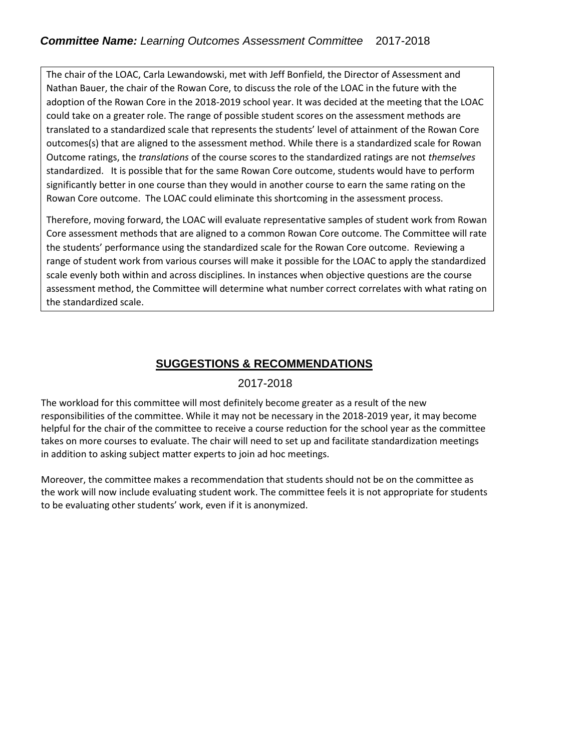***Committee Name:*** *Learning Outcomes Assessment Committee* 2017-2018

The chair of the LOAC, Carla Lewandowski, met with Jeff Bonfield, the Director of Assessment and Nathan Bauer, the chair of the Rowan Core, to discuss the role of the LOAC in the future with the adoption of the Rowan Core in the 2018-2019 school year. It was decided at the meeting that the LOAC could take on a greater role. The range of possible student scores on the assessment methods are translated to a standardized scale that represents the students' level of attainment of the Rowan Core outcomes(s) that are aligned to the assessment method. While there is a standardized scale for Rowan Outcome ratings, the *translations* of the course scores to the standardized ratings are not *themselves* standardized. It is possible that for the same Rowan Core outcome, students would have to perform significantly better in one course than they would in another course to earn the same rating on the Rowan Core outcome. The LOAC could eliminate this shortcoming in the assessment process.

Therefore, moving forward, the LOAC will evaluate representative samples of student work from Rowan Core assessment methods that are aligned to a common Rowan Core outcome. The Committee will rate the students' performance using the standardized scale for the Rowan Core outcome. Reviewing a range of student work from various courses will make it possible for the LOAC to apply the standardized scale evenly both within and across disciplines. In instances when objective questions are the course assessment method, the Committee will determine what number correct correlates with what rating on the standardized scale.

## SUGGESTIONS & RECOMMENDATIONS

2017-2018

The workload for this committee will most definitely become greater as a result of the new responsibilities of the committee. While it may not be necessary in the 2018-2019 year, it may become helpful for the chair of the committee to receive a course reduction for the school year as the committee takes on more courses to evaluate. The chair will need to set up and facilitate standardization meetings in addition to asking subject matter experts to join ad hoc meetings.

Moreover, the committee makes a recommendation that students should not be on the committee as the work will now include evaluating student work. The committee feels it is not appropriate for students to be evaluating other students' work, even if it is anonymized.